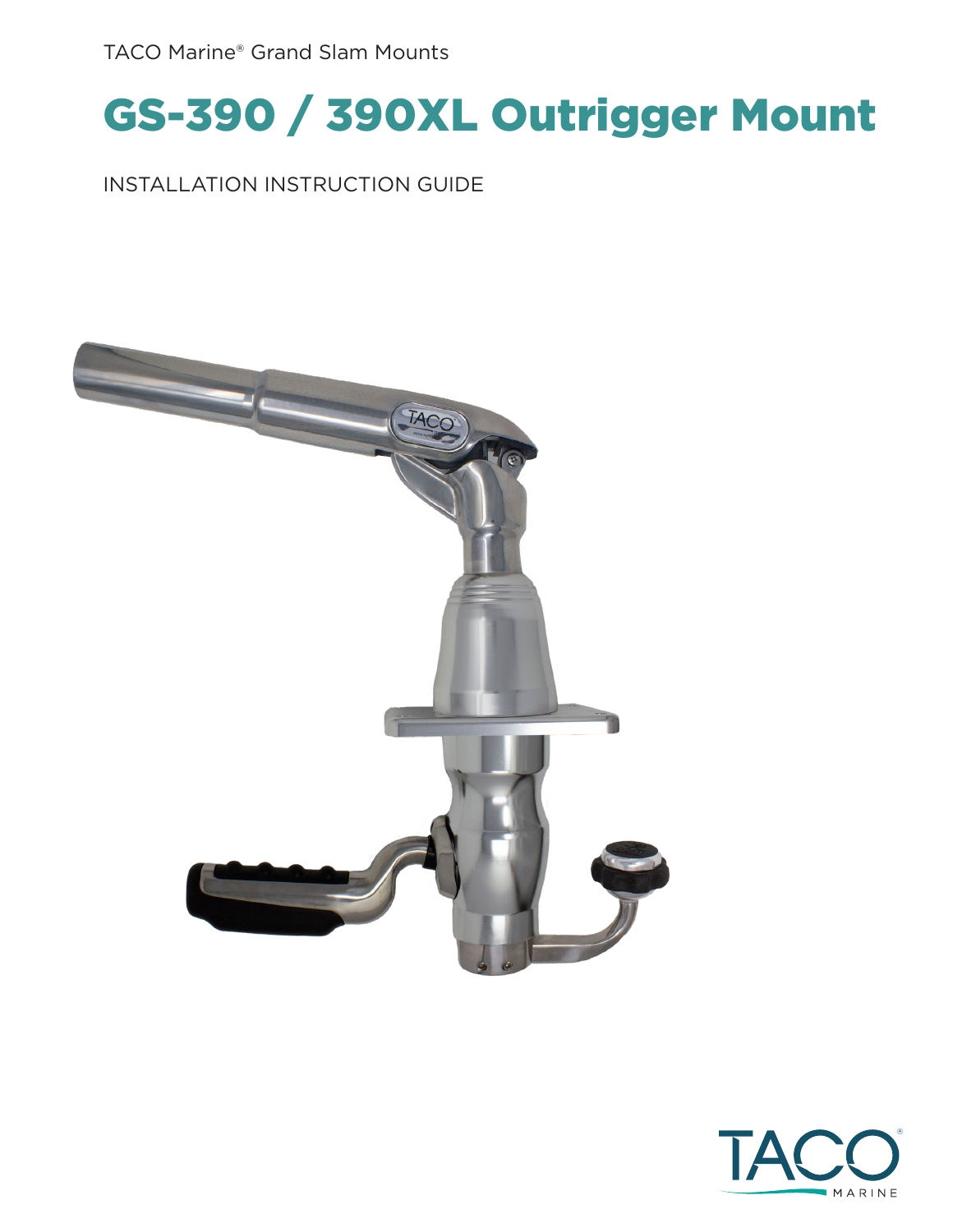TACO Marine® Grand Slam Mounts

# GS-390 / 390XL Outrigger Mount

INSTALLATION INSTRUCTION GUIDE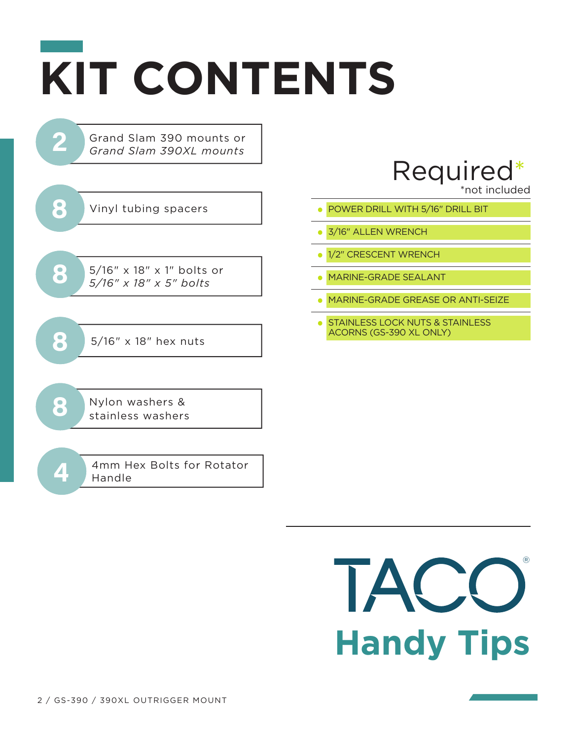# KIT CONTENTS

- **2** — Grand Slam 390 mounts or *Grand Slam 390XL mounts*
- **8** — Vinyl tubing spacers
- **8** — 5/16″ x 18″ x 1″ bolts or *5/16″ x 18″ x 5″ bolts*
- **8** — 5/16″ x 18″ hex nuts
- **8** — Nylon washers & stainless washers
- **4** — 4mm Hex Bolts for Rotator Handle

## Required*

*not included

- POWER DRILL WITH 5/16″ DRILL BIT
- 3/16″ ALLEN WRENCH
- 1/2″ CRESCENT WRENCH
- MARINE-GRADE SEALANT
- MARINE-GRADE GREASE OR ANTI-SEIZE
- STAINLESS LOCK NUTS & STAINLESS ACORNS (GS-390 XL ONLY)

TACO®

**Handy Tips**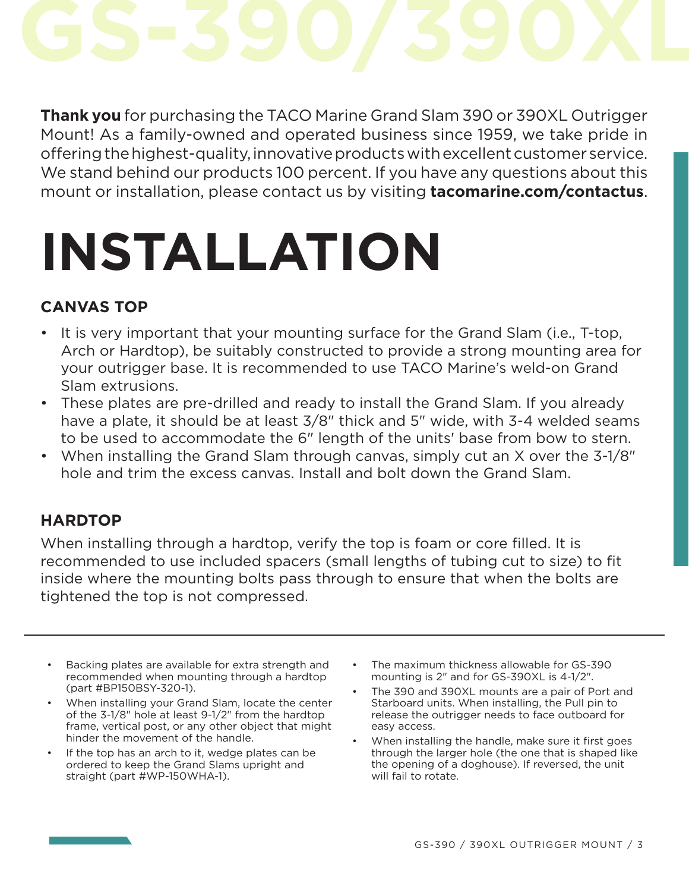# GS-390/390XL

**Thank you** for purchasing the TACO Marine Grand Slam 390 or 390XL Outrigger Mount! As a family-owned and operated business since 1959, we take pride in offering the highest-quality, innovative products with excellent customer service. We stand behind our products 100 percent. If you have any questions about this mount or installation, please contact us by visiting **tacomarine.com/contactus**.

# INSTALLATION

### CANVAS TOP

- It is very important that your mounting surface for the Grand Slam (i.e., T-top, Arch or Hardtop), be suitably constructed to provide a strong mounting area for your outrigger base. It is recommended to use TACO Marine's weld-on Grand Slam extrusions.
- These plates are pre-drilled and ready to install the Grand Slam. If you already have a plate, it should be at least 3/8" thick and 5" wide, with 3-4 welded seams to be used to accommodate the 6" length of the units' base from bow to stern.
- When installing the Grand Slam through canvas, simply cut an X over the 3-1/8" hole and trim the excess canvas. Install and bolt down the Grand Slam.

### HARDTOP

When installing through a hardtop, verify the top is foam or core filled. It is recommended to use included spacers (small lengths of tubing cut to size) to fit inside where the mounting bolts pass through to ensure that when the bolts are tightened the top is not compressed.

---

- Backing plates are available for extra strength and recommended when mounting through a hardtop (part #BP150BSY-320-1).
- When installing your Grand Slam, locate the center of the 3-1/8" hole at least 9-1/2" from the hardtop frame, vertical post, or any other object that might hinder the movement of the handle.
- If the top has an arch to it, wedge plates can be ordered to keep the Grand Slams upright and straight (part #WP-150WHA-1).
- The maximum thickness allowable for GS-390 mounting is 2" and for GS-390XL is 4-1/2".
- The 390 and 390XL mounts are a pair of Port and Starboard units. When installing, the Pull pin to release the outrigger needs to face outboard for easy access.
- When installing the handle, make sure it first goes through the larger hole (the one that is shaped like the opening of a doghouse). If reversed, the unit will fail to rotate.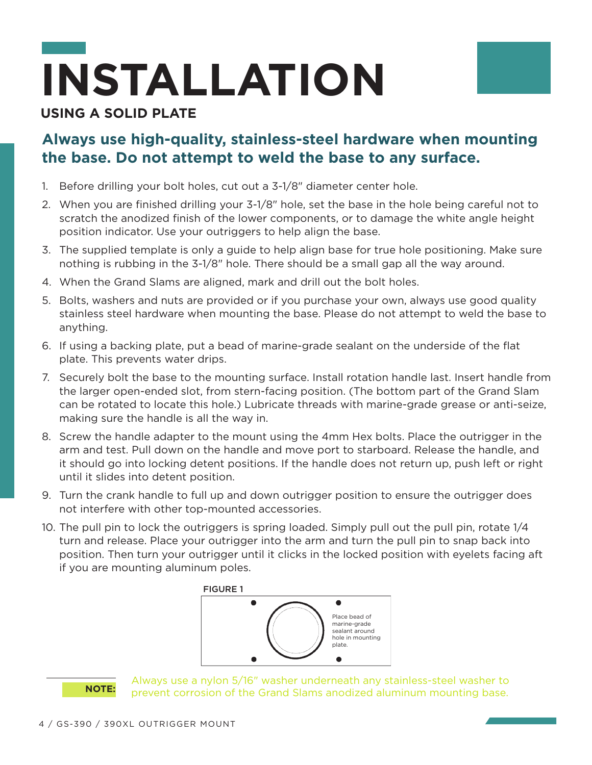# INSTALLATION

## USING A SOLID PLATE

### Always use high-quality, stainless-steel hardware when mounting the base. Do not attempt to weld the base to any surface.

1. Before drilling your bolt holes, cut out a 3-1/8" diameter center hole.
2. When you are finished drilling your 3-1/8" hole, set the base in the hole being careful not to scratch the anodized finish of the lower components, or to damage the white angle height position indicator. Use your outriggers to help align the base.
3. The supplied template is only a guide to help align base for true hole positioning. Make sure nothing is rubbing in the 3-1/8" hole. There should be a small gap all the way around.
4. When the Grand Slams are aligned, mark and drill out the bolt holes.
5. Bolts, washers and nuts are provided or if you purchase your own, always use good quality stainless steel hardware when mounting the base. Please do not attempt to weld the base to anything.
6. If using a backing plate, put a bead of marine-grade sealant on the underside of the flat plate. This prevents water drips.
7. Securely bolt the base to the mounting surface. Install rotation handle last. Insert handle from the larger open-ended slot, from stern-facing position. (The bottom part of the Grand Slam can be rotated to locate this hole.) Lubricate threads with marine-grade grease or anti-seize, making sure the handle is all the way in.
8. Screw the handle adapter to the mount using the 4mm Hex bolts. Place the outrigger in the arm and test. Pull down on the handle and move port to starboard. Release the handle, and it should go into locking detent positions. If the handle does not return up, push left or right until it slides into detent position.
9. Turn the crank handle to full up and down outrigger position to ensure the outrigger does not interfere with other top-mounted accessories.
10. The pull pin to lock the outriggers is spring loaded. Simply pull out the pull pin, rotate 1/4 turn and release. Place your outrigger into the arm and turn the pull pin to snap back into position. Then turn your outrigger until it clicks in the locked position with eyelets facing aft if you are mounting aluminum poles.

FIGURE 1

Place bead of marine-grade sealant around hole in mounting plate.

**NOTE:** Always use a nylon 5/16" washer underneath any stainless-steel washer to prevent corrosion of the Grand Slams anodized aluminum mounting base.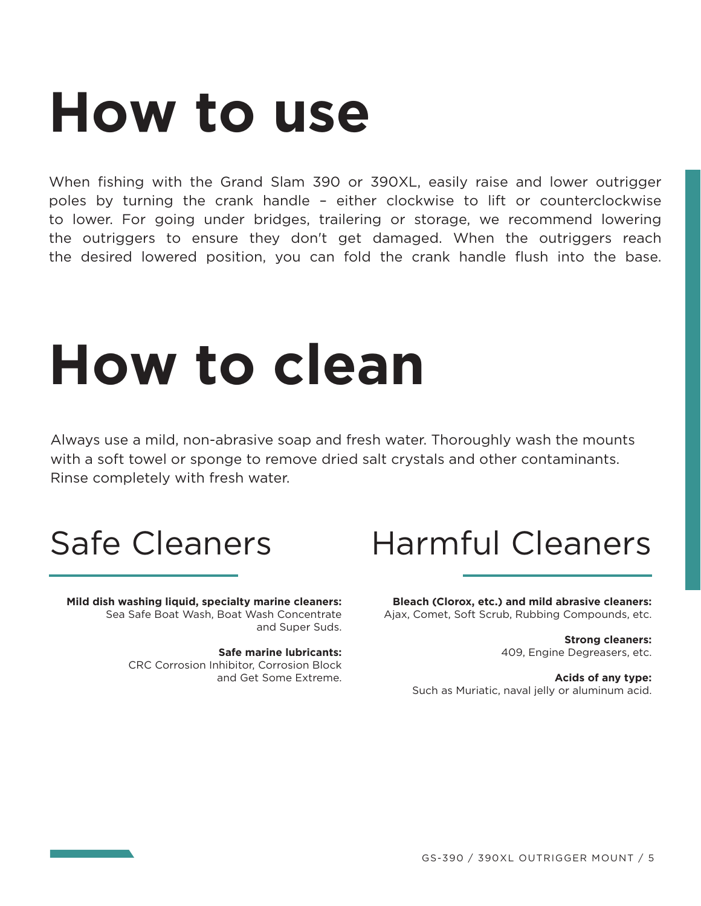# How to use

When fishing with the Grand Slam 390 or 390XL, easily raise and lower outrigger poles by turning the crank handle – either clockwise to lift or counterclockwise to lower. For going under bridges, trailering or storage, we recommend lowering the outriggers to ensure they don't get damaged. When the outriggers reach the desired lowered position, you can fold the crank handle flush into the base.

# How to clean

Always use a mild, non-abrasive soap and fresh water. Thoroughly wash the mounts with a soft towel or sponge to remove dried salt crystals and other contaminants. Rinse completely with fresh water.

## Safe Cleaners

**Mild dish washing liquid, specialty marine cleaners:**
Sea Safe Boat Wash, Boat Wash Concentrate and Super Suds.

**Safe marine lubricants:**
CRC Corrosion Inhibitor, Corrosion Block and Get Some Extreme.

## Harmful Cleaners

**Bleach (Clorox, etc.) and mild abrasive cleaners:**
Ajax, Comet, Soft Scrub, Rubbing Compounds, etc.

**Strong cleaners:**
409, Engine Degreasers, etc.

**Acids of any type:**
Such as Muriatic, naval jelly or aluminum acid.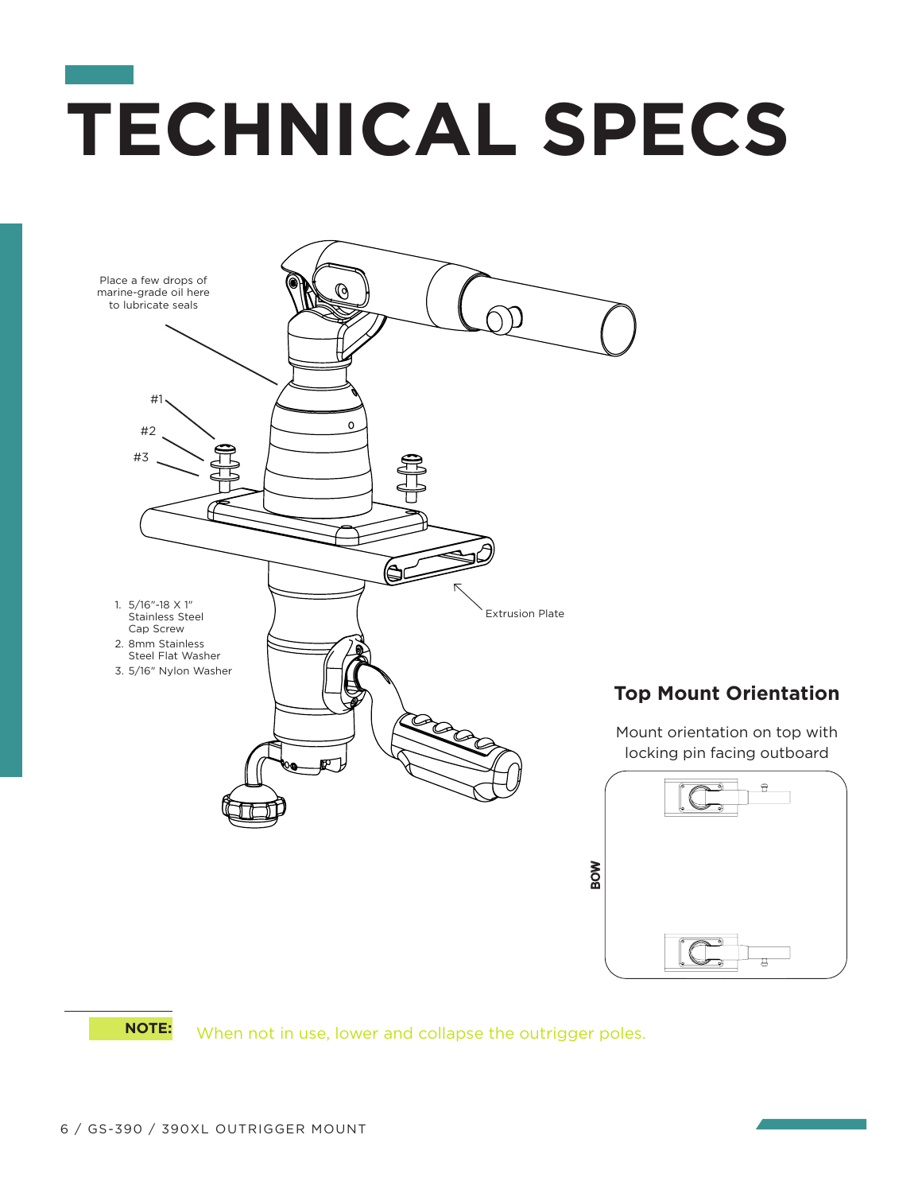# TECHNICAL SPECS

Place a few drops of marine-grade oil here to lubricate seals

#1

#2

#3

1. 5/16"-18 X 1" Stainless Steel Cap Screw
2. 8mm Stainless Steel Flat Washer
3. 5/16" Nylon Washer

Extrusion Plate

## Top Mount Orientation

Mount orientation on top with locking pin facing outboard

BOW

**NOTE:** When not in use, lower and collapse the outrigger poles.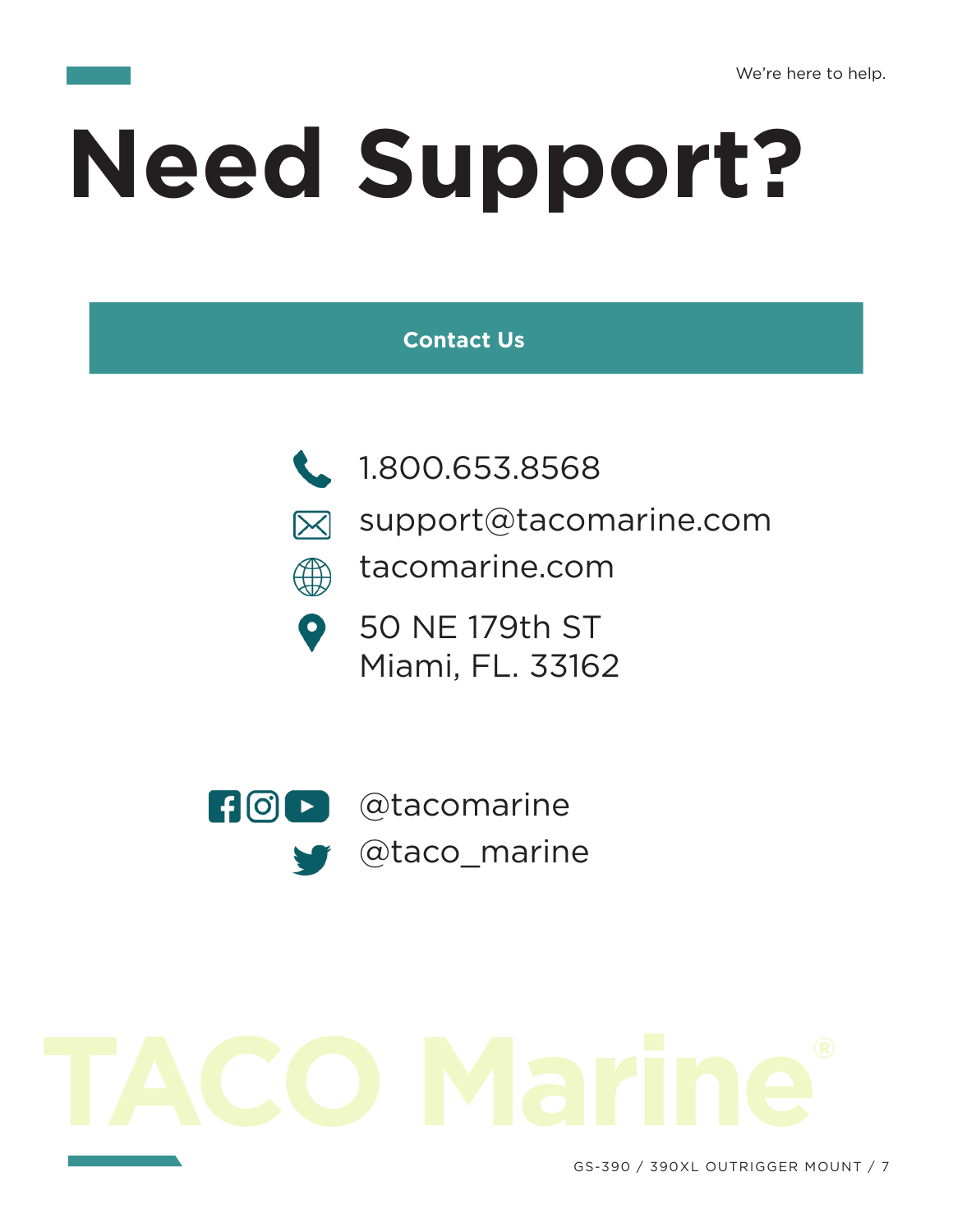We're here to help.

# Need Support?

## Contact Us

1.800.653.8568

support@tacomarine.com

tacomarine.com

50 NE 179th ST
Miami, FL. 33162

@tacomarine

@taco_marine

TACO Marine®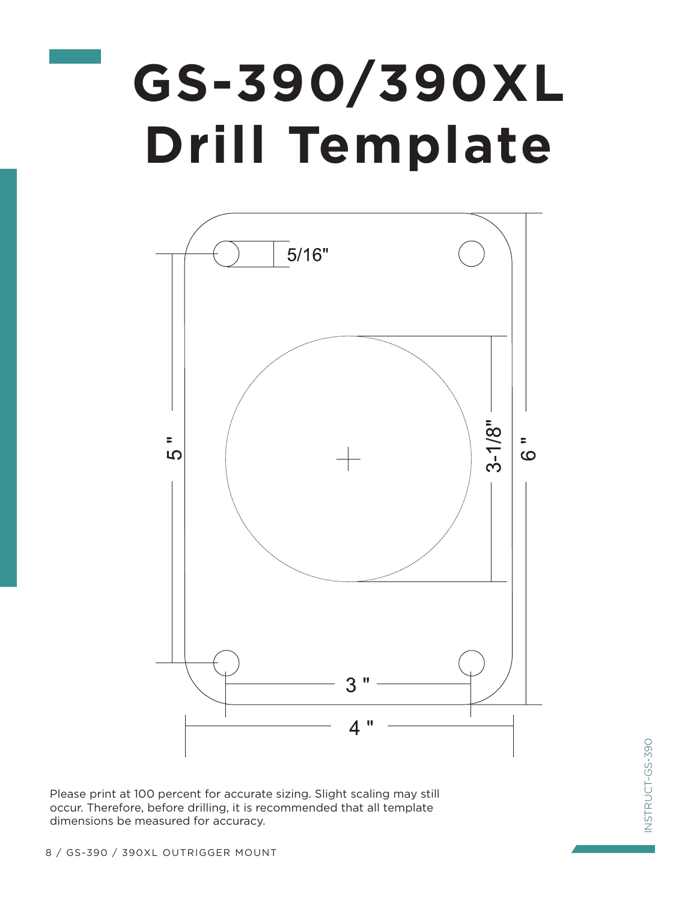# GS-390/390XL Drill Template

5/16"

5 "

3-1/8"

6 "

3 "

4 "

Please print at 100 percent for accurate sizing. Slight scaling may still occur. Therefore, before drilling, it is recommended that all template dimensions be measured for accuracy.